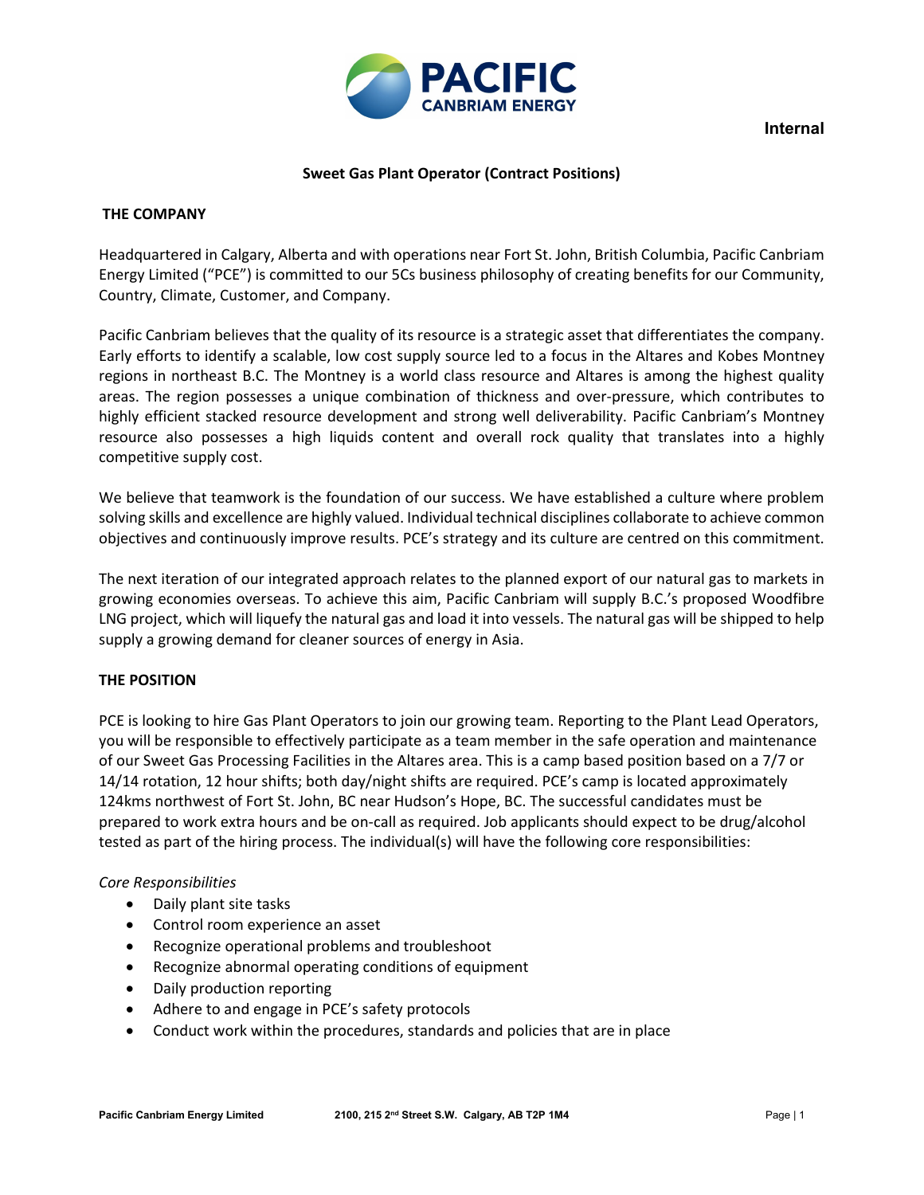Internal

## Sweet Gas Plant Operator (Contract Positions)

### THE COMPANY

Headquartered in Calgary, Alberta and with operations near Fort St. John, British Columbia, Pacific Canbriam Energy Limited ("PCE") is committed to our 5Cs business philosophy of creating benefits for our Community, Country, Climate, Customer, and Company.

Pacific Canbriam believes that the quality of its resource is a strategic asset that differentiates the company. Early efforts to identify a scalable, low cost supply source led to a focus in the Altares and Kobes Montney regions in northeast B.C. The Montney is a world class resource and Altares is among the highest quality areas. The region possesses a unique combination of thickness and over-pressure, which contributes to highly efficient stacked resource development and strong well deliverability. Pacific Canbriam's Montney resource also possesses a high liquids content and overall rock quality that translates into a highly competitive supply cost.

We believe that teamwork is the foundation of our success. We have established a culture where problem solving skills and excellence are highly valued. Individual technical disciplines collaborate to achieve common objectives and continuously improve results. PCE's strategy and its culture are centred on this commitment.

The next iteration of our integrated approach relates to the planned export of our natural gas to markets in growing economies overseas. To achieve this aim, Pacific Canbriam will supply B.C.'s proposed Woodfibre LNG project, which will liquefy the natural gas and load it into vessels. The natural gas will be shipped to help supply a growing demand for cleaner sources of energy in Asia.

### THE POSITION

PCE is looking to hire Gas Plant Operators to join our growing team. Reporting to the Plant Lead Operators, you will be responsible to effectively participate as a team member in the safe operation and maintenance of our Sweet Gas Processing Facilities in the Altares area. This is a camp based position based on a 7/7 or 14/14 rotation, 12 hour shifts; both day/night shifts are required. PCE's camp is located approximately 124kms northwest of Fort St. John, BC near Hudson's Hope, BC. The successful candidates must be prepared to work extra hours and be on-call as required. Job applicants should expect to be drug/alcohol tested as part of the hiring process. The individual(s) will have the following core responsibilities:

*Core Responsibilities*

- Daily plant site tasks
- Control room experience an asset
- Recognize operational problems and troubleshoot
- Recognize abnormal operating conditions of equipment
- Daily production reporting
- Adhere to and engage in PCE's safety protocols
- Conduct work within the procedures, standards and policies that are in place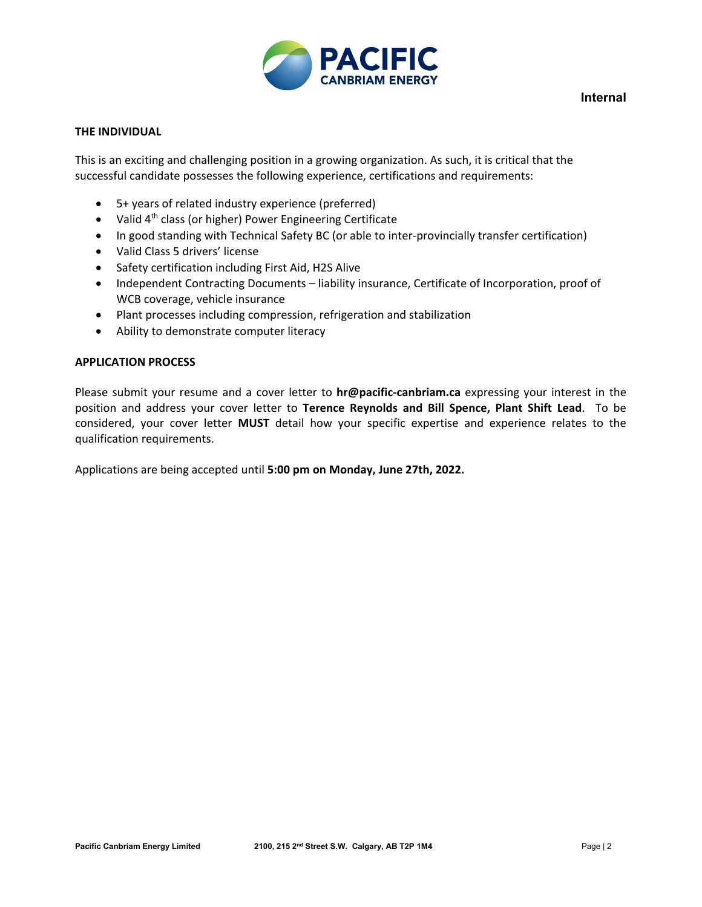Internal

## THE INDIVIDUAL

This is an exciting and challenging position in a growing organization. As such, it is critical that the successful candidate possesses the following experience, certifications and requirements:

- 5+ years of related industry experience (preferred)
- Valid 4th class (or higher) Power Engineering Certificate
- In good standing with Technical Safety BC (or able to inter-provincially transfer certification)
- Valid Class 5 drivers' license
- Safety certification including First Aid, H2S Alive
- Independent Contracting Documents – liability insurance, Certificate of Incorporation, proof of WCB coverage, vehicle insurance
- Plant processes including compression, refrigeration and stabilization
- Ability to demonstrate computer literacy

## APPLICATION PROCESS

Please submit your resume and a cover letter to **hr@pacific-canbriam.ca** expressing your interest in the position and address your cover letter to **Terence Reynolds and Bill Spence, Plant Shift Lead**. To be considered, your cover letter **MUST** detail how your specific expertise and experience relates to the qualification requirements.

Applications are being accepted until **5:00 pm on Monday, June 27th, 2022.**